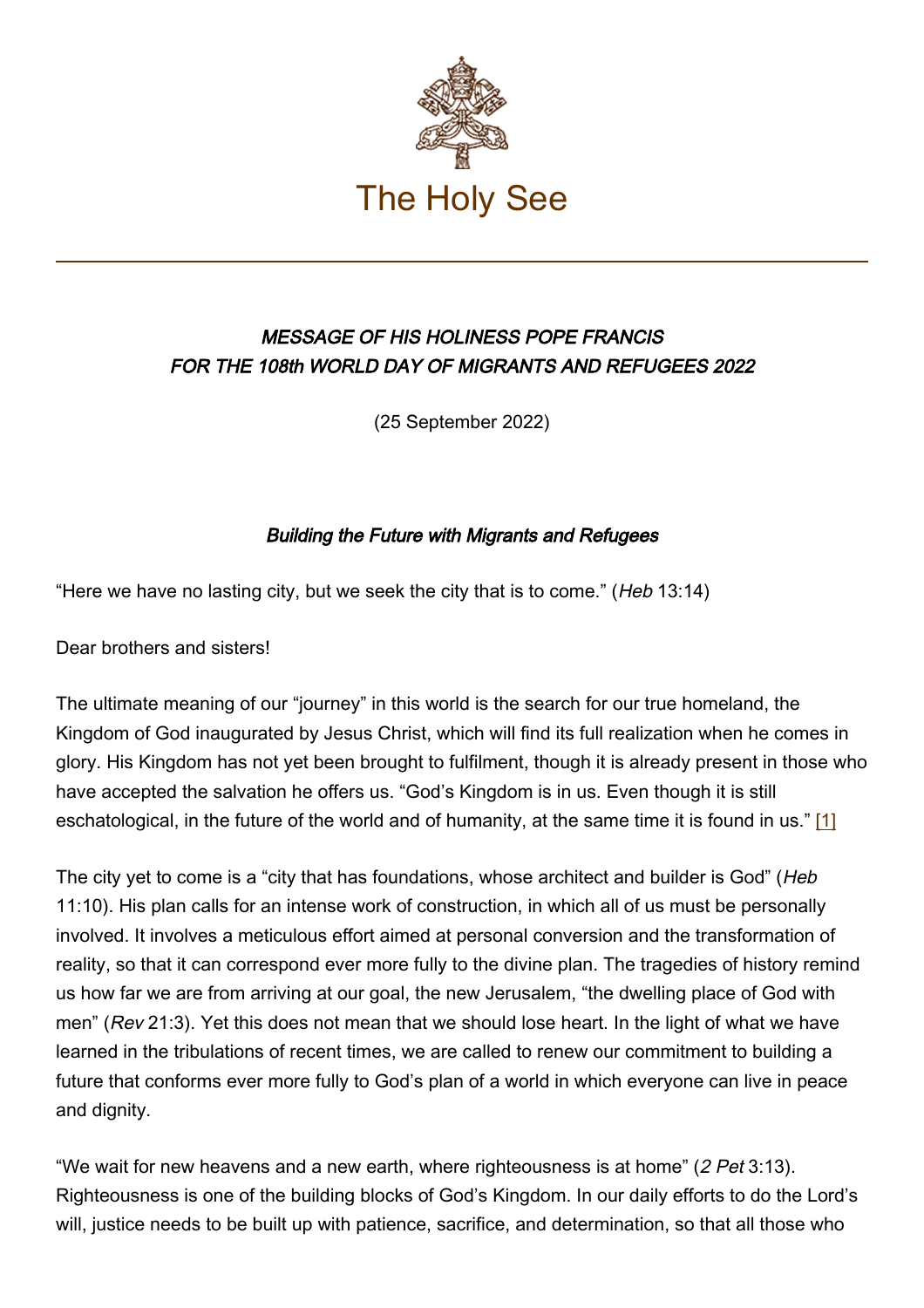# The Holy See

***MESSAGE OF HIS HOLINESS POPE FRANCIS FOR THE 108th WORLD DAY OF MIGRANTS AND REFUGEES 2022***

(25 September 2022)

### *Building the Future with Migrants and Refugees*

"Here we have no lasting city, but we seek the city that is to come." (*Heb* 13:14)

Dear brothers and sisters!

The ultimate meaning of our "journey" in this world is the search for our true homeland, the Kingdom of God inaugurated by Jesus Christ, which will find its full realization when he comes in glory. His Kingdom has not yet been brought to fulfilment, though it is already present in those who have accepted the salvation he offers us. "God's Kingdom is in us. Even though it is still eschatological, in the future of the world and of humanity, at the same time it is found in us." [1]

The city yet to come is a "city that has foundations, whose architect and builder is God" (*Heb* 11:10). His plan calls for an intense work of construction, in which all of us must be personally involved. It involves a meticulous effort aimed at personal conversion and the transformation of reality, so that it can correspond ever more fully to the divine plan. The tragedies of history remind us how far we are from arriving at our goal, the new Jerusalem, "the dwelling place of God with men" (*Rev* 21:3). Yet this does not mean that we should lose heart. In the light of what we have learned in the tribulations of recent times, we are called to renew our commitment to building a future that conforms ever more fully to God's plan of a world in which everyone can live in peace and dignity.

"We wait for new heavens and a new earth, where righteousness is at home" (*2 Pet* 3:13). Righteousness is one of the building blocks of God's Kingdom. In our daily efforts to do the Lord's will, justice needs to be built up with patience, sacrifice, and determination, so that all those who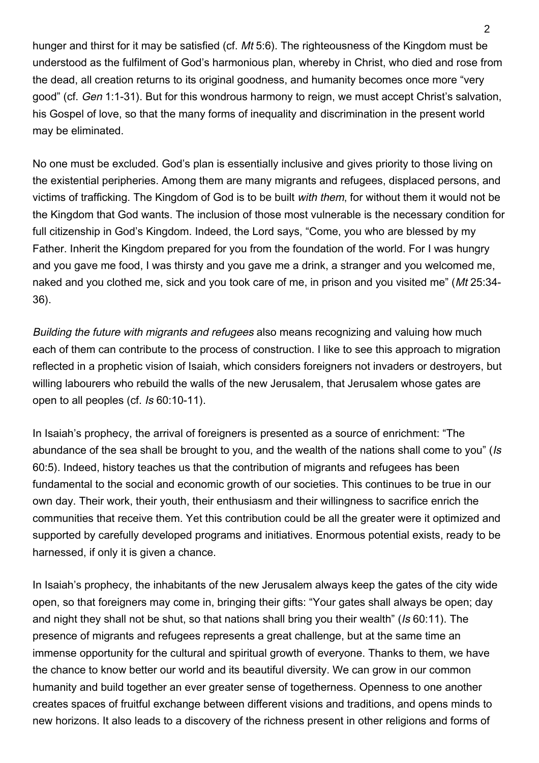hunger and thirst for it may be satisfied (cf. *Mt* 5:6). The righteousness of the Kingdom must be understood as the fulfilment of God's harmonious plan, whereby in Christ, who died and rose from the dead, all creation returns to its original goodness, and humanity becomes once more "very good" (cf. *Gen* 1:1-31). But for this wondrous harmony to reign, we must accept Christ's salvation, his Gospel of love, so that the many forms of inequality and discrimination in the present world may be eliminated.

No one must be excluded. God's plan is essentially inclusive and gives priority to those living on the existential peripheries. Among them are many migrants and refugees, displaced persons, and victims of trafficking. The Kingdom of God is to be built *with them*, for without them it would not be the Kingdom that God wants. The inclusion of those most vulnerable is the necessary condition for full citizenship in God's Kingdom. Indeed, the Lord says, "Come, you who are blessed by my Father. Inherit the Kingdom prepared for you from the foundation of the world. For I was hungry and you gave me food, I was thirsty and you gave me a drink, a stranger and you welcomed me, naked and you clothed me, sick and you took care of me, in prison and you visited me" (*Mt* 25:34-36).

*Building the future with migrants and refugees* also means recognizing and valuing how much each of them can contribute to the process of construction. I like to see this approach to migration reflected in a prophetic vision of Isaiah, which considers foreigners not invaders or destroyers, but willing labourers who rebuild the walls of the new Jerusalem, that Jerusalem whose gates are open to all peoples (cf. *Is* 60:10-11).

In Isaiah's prophecy, the arrival of foreigners is presented as a source of enrichment: "The abundance of the sea shall be brought to you, and the wealth of the nations shall come to you" (*Is* 60:5). Indeed, history teaches us that the contribution of migrants and refugees has been fundamental to the social and economic growth of our societies. This continues to be true in our own day. Their work, their youth, their enthusiasm and their willingness to sacrifice enrich the communities that receive them. Yet this contribution could be all the greater were it optimized and supported by carefully developed programs and initiatives. Enormous potential exists, ready to be harnessed, if only it is given a chance.

In Isaiah's prophecy, the inhabitants of the new Jerusalem always keep the gates of the city wide open, so that foreigners may come in, bringing their gifts: "Your gates shall always be open; day and night they shall not be shut, so that nations shall bring you their wealth" (*Is* 60:11). The presence of migrants and refugees represents a great challenge, but at the same time an immense opportunity for the cultural and spiritual growth of everyone. Thanks to them, we have the chance to know better our world and its beautiful diversity. We can grow in our common humanity and build together an ever greater sense of togetherness. Openness to one another creates spaces of fruitful exchange between different visions and traditions, and opens minds to new horizons. It also leads to a discovery of the richness present in other religions and forms of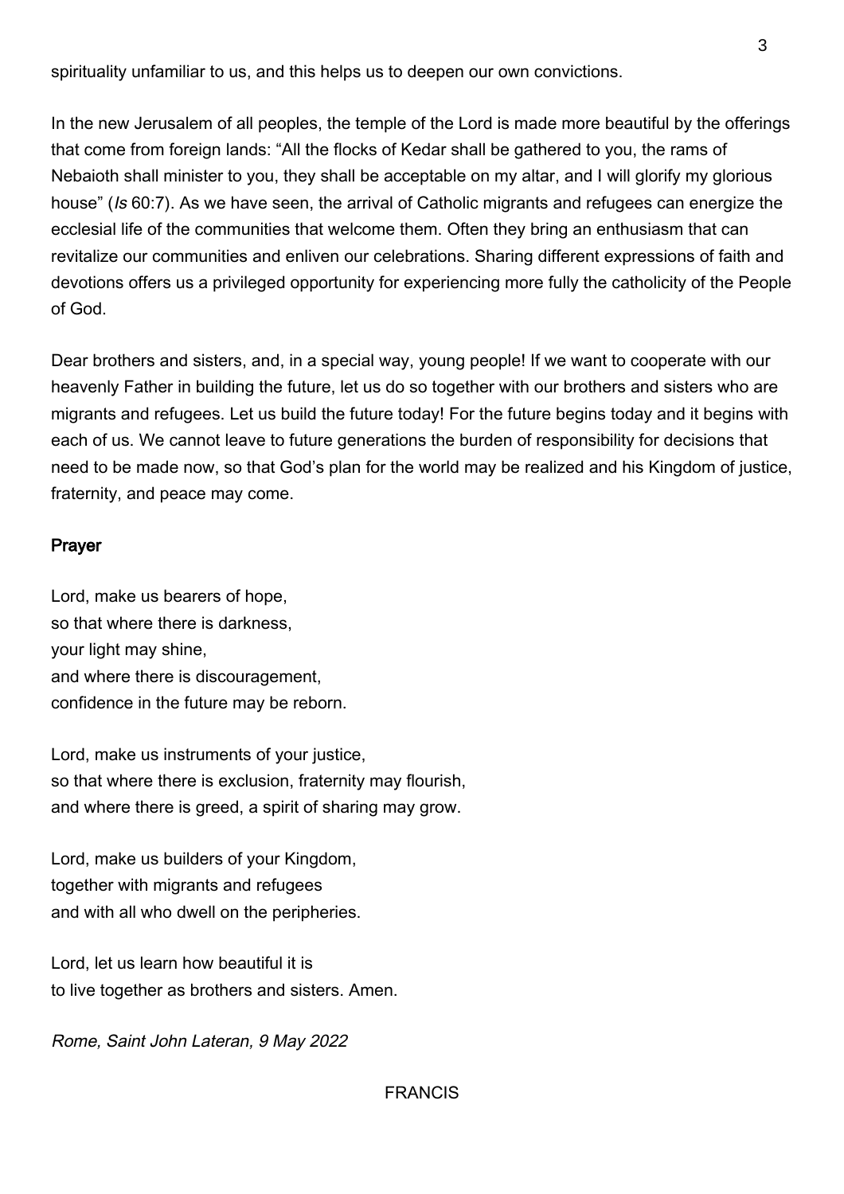spirituality unfamiliar to us, and this helps us to deepen our own convictions.

In the new Jerusalem of all peoples, the temple of the Lord is made more beautiful by the offerings that come from foreign lands: “All the flocks of Kedar shall be gathered to you, the rams of Nebaioth shall minister to you, they shall be acceptable on my altar, and I will glorify my glorious house” (*Is* 60:7). As we have seen, the arrival of Catholic migrants and refugees can energize the ecclesial life of the communities that welcome them. Often they bring an enthusiasm that can revitalize our communities and enliven our celebrations. Sharing different expressions of faith and devotions offers us a privileged opportunity for experiencing more fully the catholicity of the People of God.

Dear brothers and sisters, and, in a special way, young people! If we want to cooperate with our heavenly Father in building the future, let us do so together with our brothers and sisters who are migrants and refugees. Let us build the future today! For the future begins today and it begins with each of us. We cannot leave to future generations the burden of responsibility for decisions that need to be made now, so that God’s plan for the world may be realized and his Kingdom of justice, fraternity, and peace may come.

## Prayer

Lord, make us bearers of hope,
so that where there is darkness,
your light may shine,
and where there is discouragement,
confidence in the future may be reborn.

Lord, make us instruments of your justice,
so that where there is exclusion, fraternity may flourish,
and where there is greed, a spirit of sharing may grow.

Lord, make us builders of your Kingdom,
together with migrants and refugees
and with all who dwell on the peripheries.

Lord, let us learn how beautiful it is
to live together as brothers and sisters. Amen.

*Rome, Saint John Lateran, 9 May 2022*

FRANCIS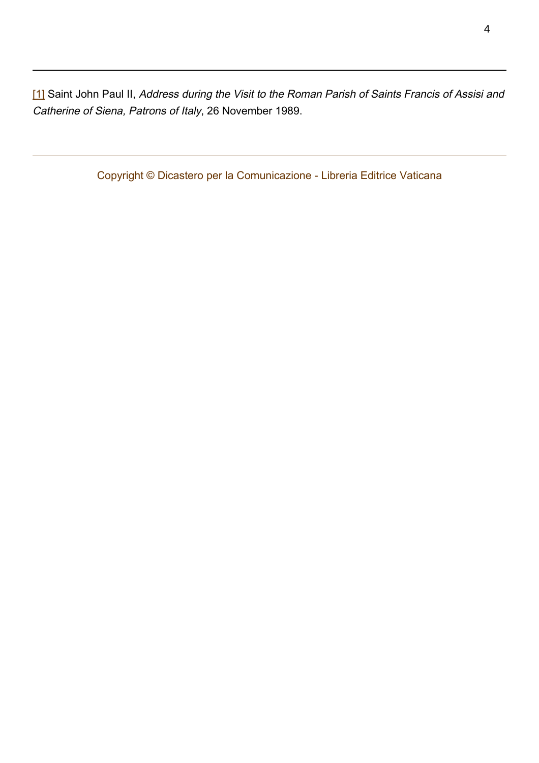---

[1] Saint John Paul II, *Address during the Visit to the Roman Parish of Saints Francis of Assisi and Catherine of Siena, Patrons of Italy*, 26 November 1989.

---

Copyright © Dicastero per la Comunicazione - Libreria Editrice Vaticana